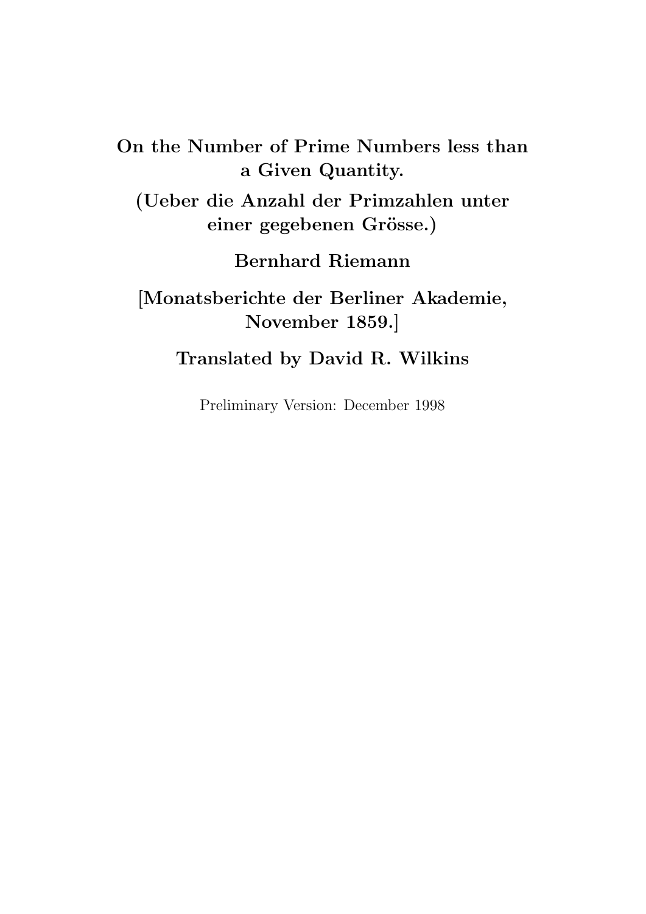# On the Number of Prime Numbers less than a Given Quantity.

# (Ueber die Anzahl der Primzahlen unter einer gegebenen Grösse.)

**Bernhard Riemann**

**[Monatsberichte der Berliner Akademie, November 1859.]**

**Translated by David R. Wilkins**

Preliminary Version: December 1998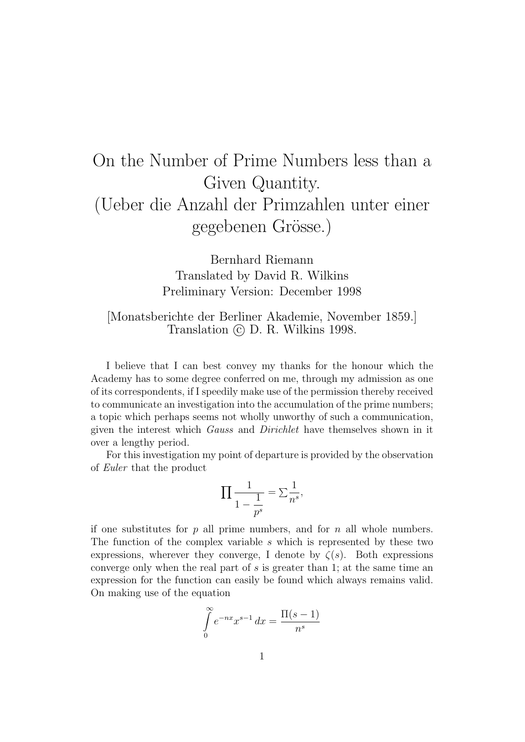# On the Number of Prime Numbers less than a Given Quantity. (Ueber die Anzahl der Primzahlen unter einer gegebenen Grösse.)

Bernhard Riemann
Translated by David R. Wilkins
Preliminary Version: December 1998

[Monatsberichte der Berliner Akademie, November 1859.]
Translation © D. R. Wilkins 1998.

I believe that I can best convey my thanks for the honour which the Academy has to some degree conferred on me, through my admission as one of its correspondents, if I speedily make use of the permission thereby received to communicate an investigation into the accumulation of the prime numbers; a topic which perhaps seems not wholly unworthy of such a communication, given the interest which *Gauss* and *Dirichlet* have themselves shown in it over a lengthy period.

For this investigation my point of departure is provided by the observation of *Euler* that the product

$$\prod \frac{1}{1 - \dfrac{1}{p^s}} = \Sigma \frac{1}{n^s},$$

if one substitutes for $p$ all prime numbers, and for $n$ all whole numbers. The function of the complex variable $s$ which is represented by these two expressions, wherever they converge, I denote by $\zeta(s)$. Both expressions converge only when the real part of $s$ is greater than 1; at the same time an expression for the function can easily be found which always remains valid. On making use of the equation

$$\int_0^\infty e^{-nx} x^{s-1} \, dx = \frac{\Pi(s-1)}{n^s}$$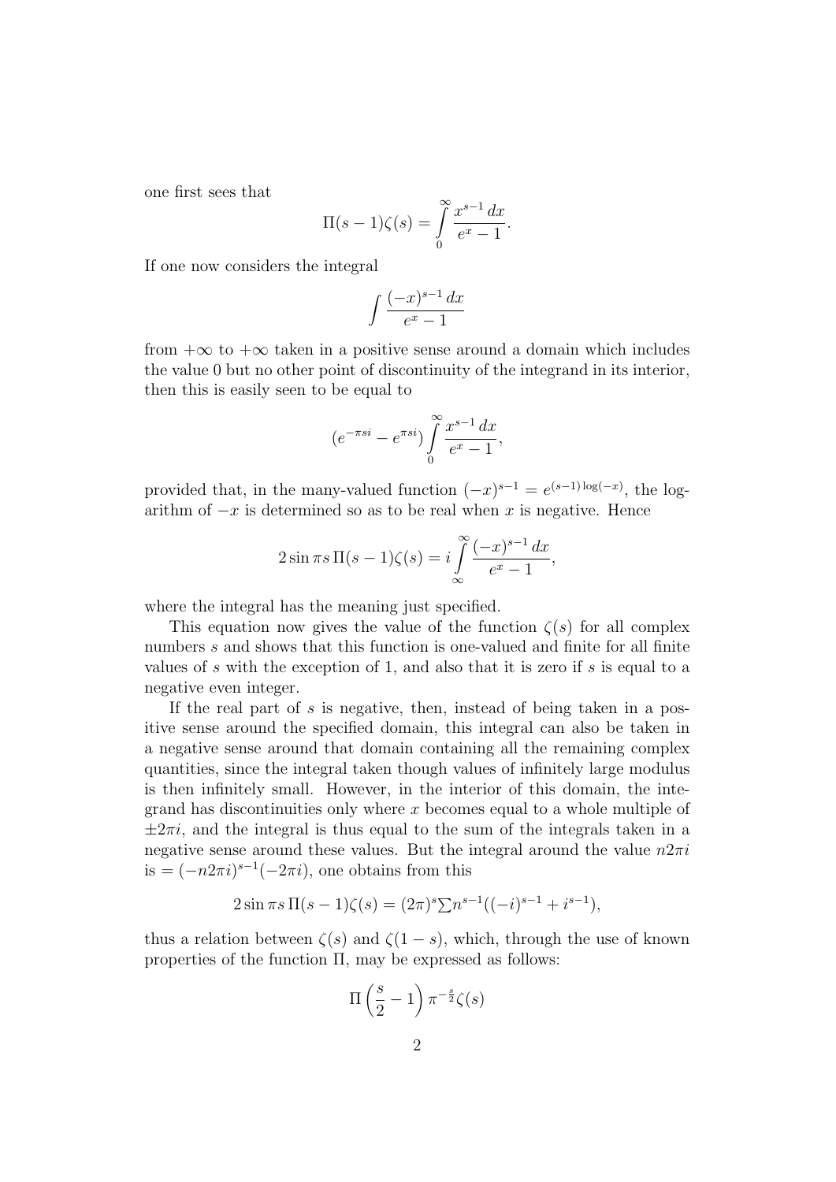one first sees that

$$\Pi(s-1)\zeta(s) = \int\limits_0^\infty \frac{x^{s-1}\,dx}{e^x - 1}.$$

If one now considers the integral

$$\int \frac{(-x)^{s-1}\,dx}{e^x - 1}$$

from $+\infty$ to $+\infty$ taken in a positive sense around a domain which includes the value 0 but no other point of discontinuity of the integrand in its interior, then this is easily seen to be equal to

$$(e^{-\pi s i} - e^{\pi s i}) \int\limits_0^\infty \frac{x^{s-1}\,dx}{e^x - 1},$$

provided that, in the many-valued function $(-x)^{s-1} = e^{(s-1)\log(-x)}$, the logarithm of $-x$ is determined so as to be real when $x$ is negative. Hence

$$2\sin \pi s\, \Pi(s-1)\zeta(s) = i \int\limits_\infty^\infty \frac{(-x)^{s-1}\,dx}{e^x - 1},$$

where the integral has the meaning just specified.

This equation now gives the value of the function $\zeta(s)$ for all complex numbers $s$ and shows that this function is one-valued and finite for all finite values of $s$ with the exception of 1, and also that it is zero if $s$ is equal to a negative even integer.

If the real part of $s$ is negative, then, instead of being taken in a positive sense around the specified domain, this integral can also be taken in a negative sense around that domain containing all the remaining complex quantities, since the integral taken though values of infinitely large modulus is then infinitely small. However, in the interior of this domain, the integrand has discontinuities only where $x$ becomes equal to a whole multiple of $\pm 2\pi i$, and the integral is thus equal to the sum of the integrals taken in a negative sense around these values. But the integral around the value $n2\pi i$ is $= (-n2\pi i)^{s-1}(-2\pi i)$, one obtains from this

$$2\sin \pi s\, \Pi(s-1)\zeta(s) = (2\pi)^s \sum n^{s-1}((-i)^{s-1} + i^{s-1}),$$

thus a relation between $\zeta(s)$ and $\zeta(1-s)$, which, through the use of known properties of the function $\Pi$, may be expressed as follows:

$$\Pi\left(\frac{s}{2} - 1\right)\pi^{-\frac{s}{2}}\zeta(s)$$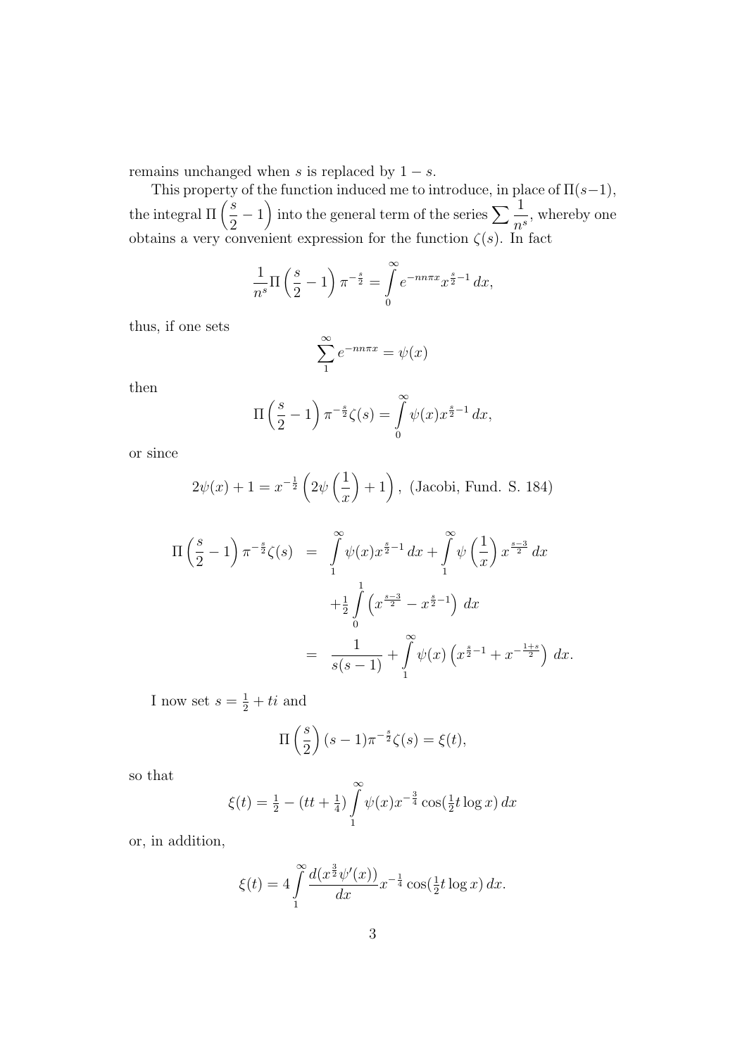remains unchanged when $s$ is replaced by $1-s$.

This property of the function induced me to introduce, in place of $\Pi(s-1)$, the integral $\Pi\left(\frac{s}{2}-1\right)$ into the general term of the series $\sum \frac{1}{n^s}$, whereby one obtains a very convenient expression for the function $\zeta(s)$. In fact

$$\frac{1}{n^s}\Pi\left(\frac{s}{2}-1\right)\pi^{-\frac{s}{2}} = \int_0^\infty e^{-nn\pi x} x^{\frac{s}{2}-1}\,dx,$$

thus, if one sets

$$\sum_1^\infty e^{-nn\pi x} = \psi(x)$$

then

$$\Pi\left(\frac{s}{2}-1\right)\pi^{-\frac{s}{2}}\zeta(s) = \int_0^\infty \psi(x) x^{\frac{s}{2}-1}\,dx,$$

or since

$$2\psi(x)+1 = x^{-\frac{1}{2}}\left(2\psi\left(\frac{1}{x}\right)+1\right),\ \text{(Jacobi, Fund. S. 184)}$$

$$\begin{aligned}
\Pi\left(\frac{s}{2}-1\right)\pi^{-\frac{s}{2}}\zeta(s) &= \int_1^\infty \psi(x) x^{\frac{s}{2}-1}\,dx + \int_1^\infty \psi\left(\frac{1}{x}\right) x^{\frac{s-3}{2}}\,dx \\
&\quad + \tfrac{1}{2}\int_0^1 \left(x^{\frac{s-3}{2}} - x^{\frac{s}{2}-1}\right)\,dx \\
&= \frac{1}{s(s-1)} + \int_1^\infty \psi(x)\left(x^{\frac{s}{2}-1} + x^{-\frac{1+s}{2}}\right)\,dx.
\end{aligned}$$

I now set $s = \frac{1}{2} + ti$ and

$$\Pi\left(\frac{s}{2}\right)(s-1)\pi^{-\frac{s}{2}}\zeta(s) = \xi(t),$$

so that

$$\xi(t) = \tfrac{1}{2} - (tt + \tfrac{1}{4})\int_1^\infty \psi(x) x^{-\frac{3}{4}}\cos(\tfrac{1}{2}t\log x)\,dx$$

or, in addition,

$$\xi(t) = 4\int_1^\infty \frac{d(x^{\frac{3}{2}}\psi'(x))}{dx} x^{-\frac{1}{4}}\cos(\tfrac{1}{2}t\log x)\,dx.$$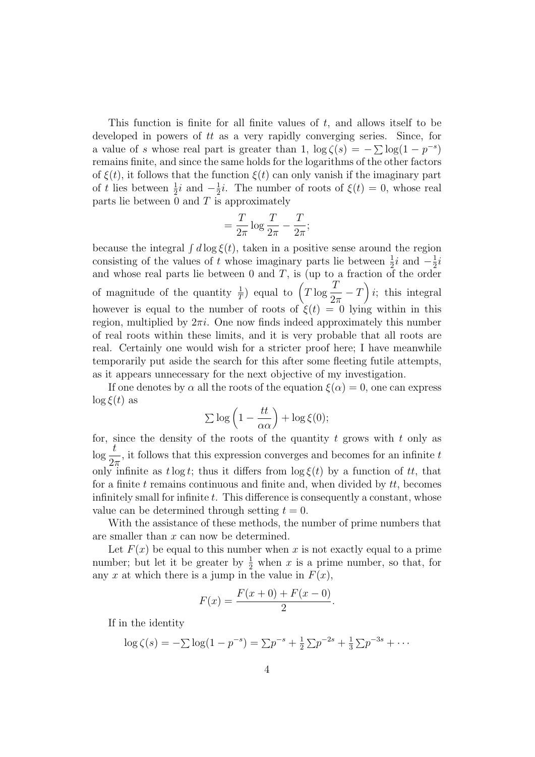This function is finite for all finite values of $t$, and allows itself to be developed in powers of $tt$ as a very rapidly converging series. Since, for a value of $s$ whose real part is greater than 1, $\log \zeta(s) = -\sum \log(1 - p^{-s})$ remains finite, and since the same holds for the logarithms of the other factors of $\xi(t)$, it follows that the function $\xi(t)$ can only vanish if the imaginary part of $t$ lies between $\frac{1}{2}i$ and $-\frac{1}{2}i$. The number of roots of $\xi(t) = 0$, whose real parts lie between 0 and $T$ is approximately

$$= \frac{T}{2\pi} \log \frac{T}{2\pi} - \frac{T}{2\pi};$$

because the integral $\int d \log \xi(t)$, taken in a positive sense around the region consisting of the values of $t$ whose imaginary parts lie between $\frac{1}{2}i$ and $-\frac{1}{2}i$ and whose real parts lie between 0 and $T$, is (up to a fraction of the order of magnitude of the quantity $\frac{1}{T}$) equal to $\left(T \log \frac{T}{2\pi} - T\right) i$; this integral however is equal to the number of roots of $\xi(t) = 0$ lying within in this region, multiplied by $2\pi i$. One now finds indeed approximately this number of real roots within these limits, and it is very probable that all roots are real. Certainly one would wish for a stricter proof here; I have meanwhile temporarily put aside the search for this after some fleeting futile attempts, as it appears unnecessary for the next objective of my investigation.

If one denotes by $\alpha$ all the roots of the equation $\xi(\alpha) = 0$, one can express $\log \xi(t)$ as

$$\sum \log \left(1 - \frac{tt}{\alpha\alpha}\right) + \log \xi(0);$$

for, since the density of the roots of the quantity $t$ grows with $t$ only as $\log \frac{t}{2\pi}$, it follows that this expression converges and becomes for an infinite $t$ only infinite as $t \log t$; thus it differs from $\log \xi(t)$ by a function of $tt$, that for a finite $t$ remains continuous and finite and, when divided by $tt$, becomes infinitely small for infinite $t$. This difference is consequently a constant, whose value can be determined through setting $t = 0$.

With the assistance of these methods, the number of prime numbers that are smaller than $x$ can now be determined.

Let $F(x)$ be equal to this number when $x$ is not exactly equal to a prime number; but let it be greater by $\frac{1}{2}$ when $x$ is a prime number, so that, for any $x$ at which there is a jump in the value in $F(x)$,

$$F(x) = \frac{F(x+0) + F(x-0)}{2}.$$

If in the identity

$$\log \zeta(s) = -\sum \log(1 - p^{-s}) = \sum p^{-s} + \tfrac{1}{2} \sum p^{-2s} + \tfrac{1}{3} \sum p^{-3s} + \cdots$$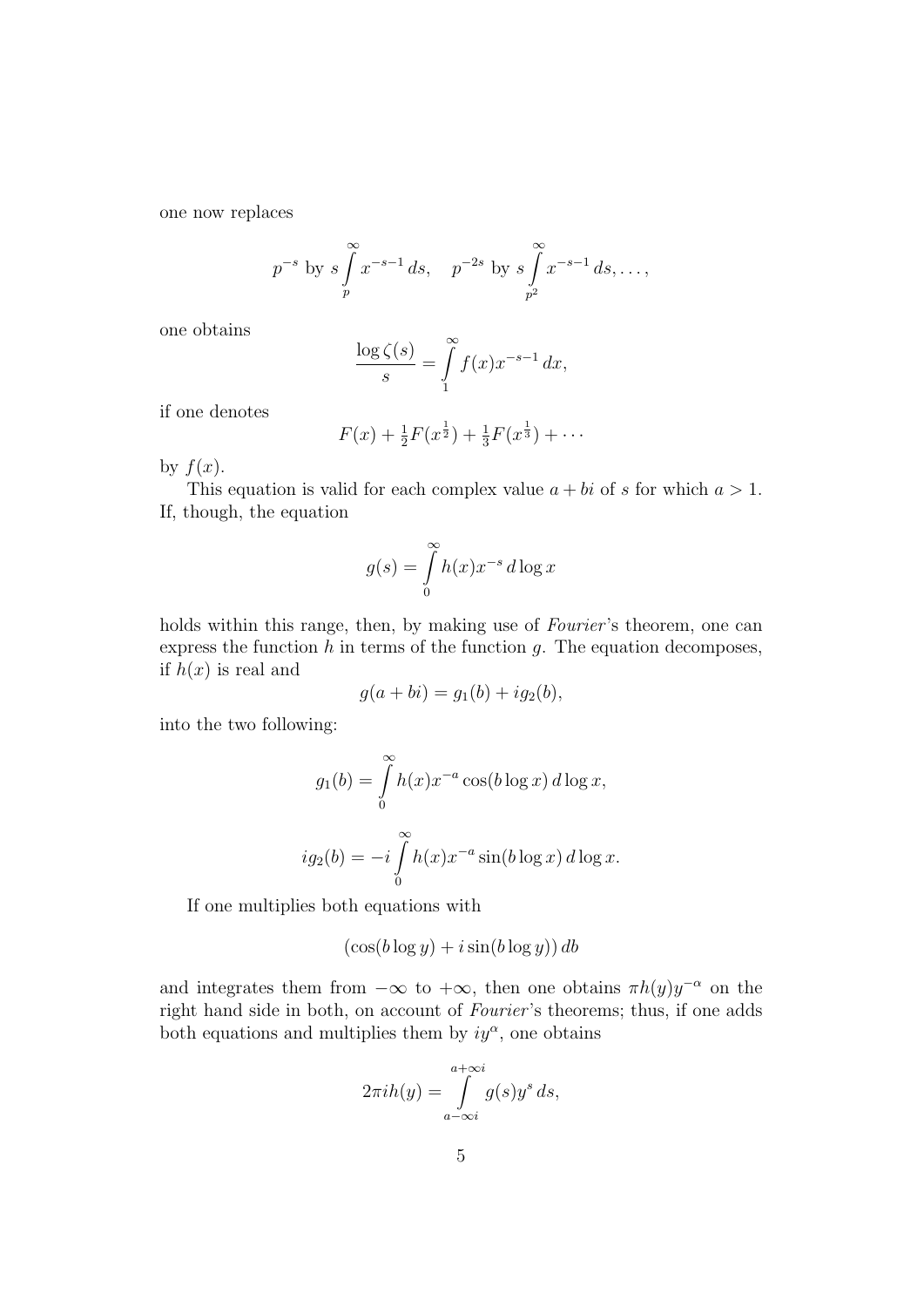one now replaces

$$p^{-s} \text{ by } s\int_p^\infty x^{-s-1}\,ds, \quad p^{-2s} \text{ by } s\int_{p^2}^\infty x^{-s-1}\,ds, \ldots,$$

one obtains

$$\frac{\log\zeta(s)}{s} = \int_1^\infty f(x)x^{-s-1}\,dx,$$

if one denotes

$$F(x) + \tfrac{1}{2}F(x^{\frac{1}{2}}) + \tfrac{1}{3}F(x^{\frac{1}{3}}) + \cdots$$

by $f(x)$.

This equation is valid for each complex value $a + bi$ of $s$ for which $a > 1$. If, though, the equation

$$g(s) = \int_0^\infty h(x)x^{-s}\,d\log x$$

holds within this range, then, by making use of *Fourier*'s theorem, one can express the function $h$ in terms of the function $g$. The equation decomposes, if $h(x)$ is real and

$$g(a + bi) = g_1(b) + ig_2(b),$$

into the two following:

$$g_1(b) = \int_0^\infty h(x)x^{-a}\cos(b\log x)\,d\log x,$$

$$ig_2(b) = -i\int_0^\infty h(x)x^{-a}\sin(b\log x)\,d\log x.$$

If one multiplies both equations with

$$(\cos(b\log y) + i\sin(b\log y))\,db$$

and integrates them from $-\infty$ to $+\infty$, then one obtains $\pi h(y)y^{-\alpha}$ on the right hand side in both, on account of *Fourier*'s theorems; thus, if one adds both equations and multiplies them by $iy^\alpha$, one obtains

$$2\pi i h(y) = \int_{a-\infty i}^{a+\infty i} g(s)y^s\,ds,$$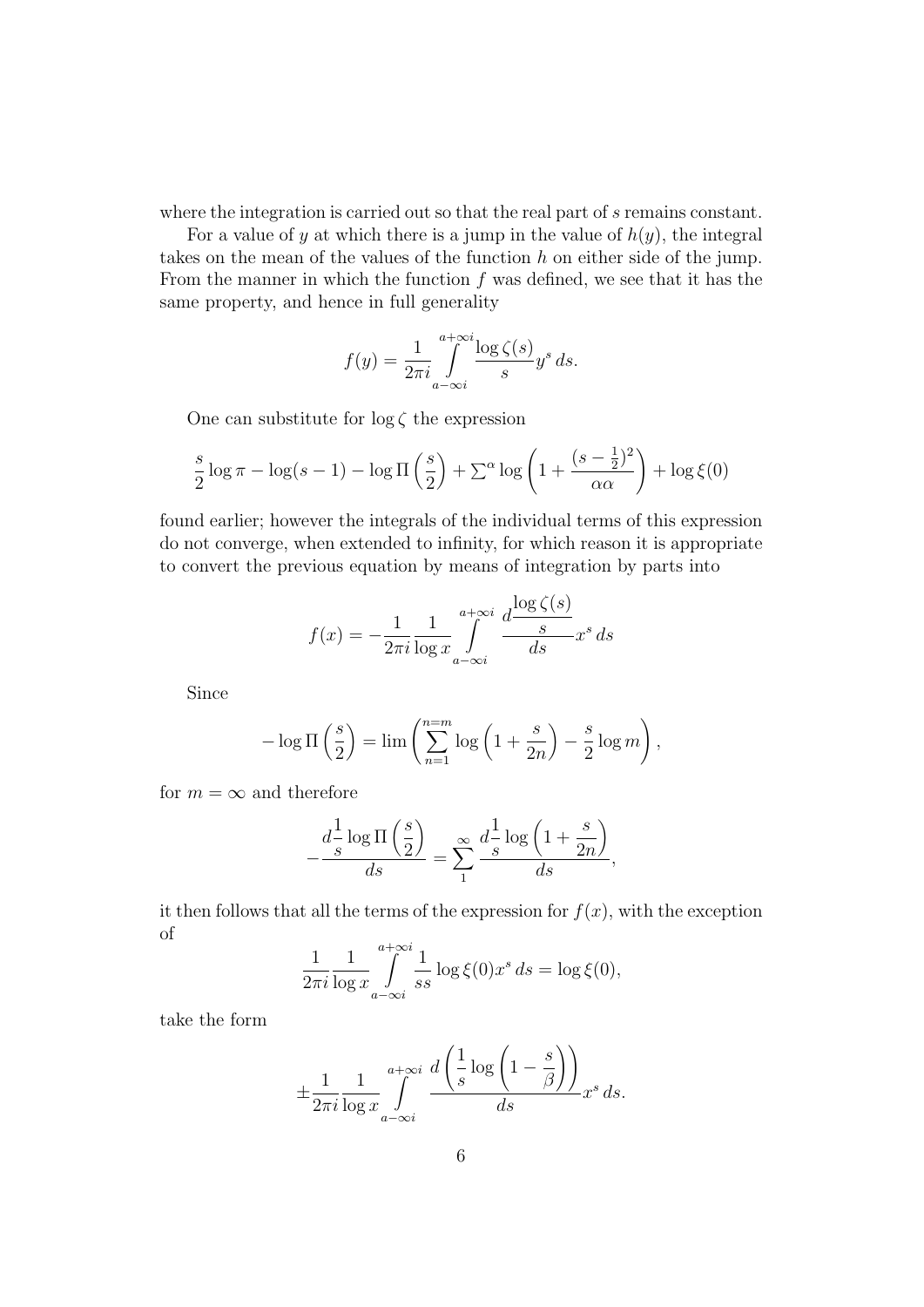where the integration is carried out so that the real part of $s$ remains constant.

For a value of $y$ at which there is a jump in the value of $h(y)$, the integral takes on the mean of the values of the function $h$ on either side of the jump. From the manner in which the function $f$ was defined, we see that it has the same property, and hence in full generality

$$f(y) = \frac{1}{2\pi i} \int_{a-\infty i}^{a+\infty i} \frac{\log \zeta(s)}{s} y^s \, ds.$$

One can substitute for $\log \zeta$ the expression

$$\frac{s}{2} \log \pi - \log(s-1) - \log \Pi\left(\frac{s}{2}\right) + \sum^{\alpha} \log\left(1 + \frac{(s-\frac{1}{2})^2}{\alpha\alpha}\right) + \log \xi(0)$$

found earlier; however the integrals of the individual terms of this expression do not converge, when extended to infinity, for which reason it is appropriate to convert the previous equation by means of integration by parts into

$$f(x) = -\frac{1}{2\pi i} \frac{1}{\log x} \int_{a-\infty i}^{a+\infty i} \frac{d\dfrac{\log \zeta(s)}{s}}{ds} x^s \, ds$$

Since

$$-\log \Pi\left(\frac{s}{2}\right) = \lim \left( \sum_{n=1}^{n=m} \log\left(1 + \frac{s}{2n}\right) - \frac{s}{2} \log m \right),$$

for $m = \infty$ and therefore

$$-\frac{d\dfrac{1}{s} \log \Pi\left(\dfrac{s}{2}\right)}{ds} = \sum_{1}^{\infty} \frac{d\dfrac{1}{s} \log\left(1 + \dfrac{s}{2n}\right)}{ds},$$

it then follows that all the terms of the expression for $f(x)$, with the exception of

$$\frac{1}{2\pi i} \frac{1}{\log x} \int_{a-\infty i}^{a+\infty i} \frac{1}{ss} \log \xi(0) x^s \, ds = \log \xi(0),$$

take the form

$$\pm \frac{1}{2\pi i} \frac{1}{\log x} \int_{a-\infty i}^{a+\infty i} \frac{d\left(\dfrac{1}{s} \log\left(1 - \dfrac{s}{\beta}\right)\right)}{ds} x^s \, ds.$$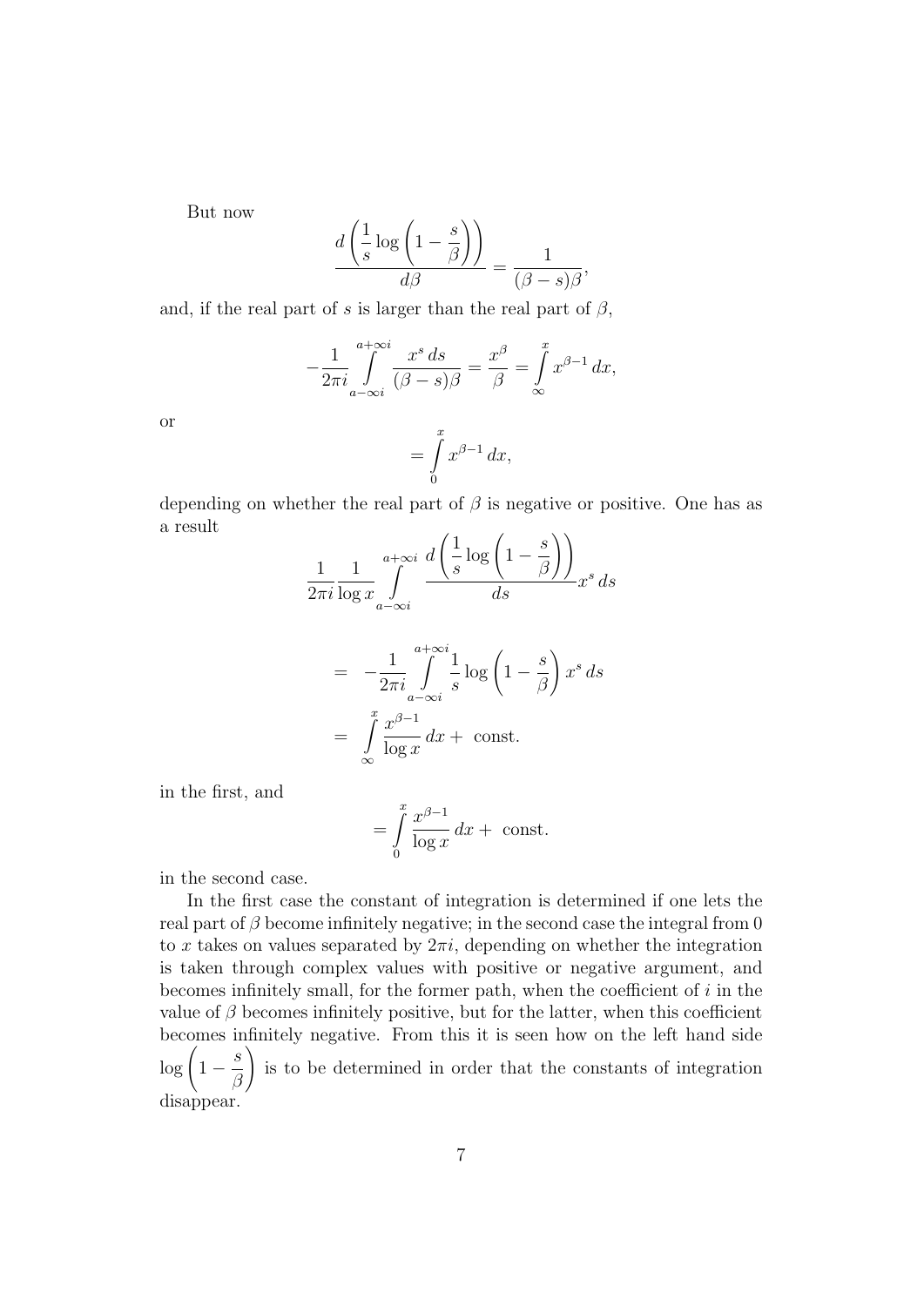But now

$$\frac{d\left(\frac{1}{s}\log\left(1-\frac{s}{\beta}\right)\right)}{d\beta}=\frac{1}{(\beta-s)\beta},$$

and, if the real part of $s$ is larger than the real part of $\beta$,

$$-\frac{1}{2\pi i}\int\limits_{a-\infty i}^{a+\infty i}\frac{x^s\,ds}{(\beta-s)\beta}=\frac{x^\beta}{\beta}=\int\limits_{\infty}^{x}x^{\beta-1}\,dx,$$

or

$$=\int\limits_{0}^{x}x^{\beta-1}\,dx,$$

depending on whether the real part of $\beta$ is negative or positive. One has as a result

$$\frac{1}{2\pi i}\frac{1}{\log x}\int\limits_{a-\infty i}^{a+\infty i}\frac{d\left(\frac{1}{s}\log\left(1-\frac{s}{\beta}\right)\right)}{ds}x^s\,ds$$

$$\begin{aligned}
&= -\frac{1}{2\pi i}\int\limits_{a-\infty i}^{a+\infty i}\frac{1}{s}\log\left(1-\frac{s}{\beta}\right)x^s\,ds\\
&= \int\limits_{\infty}^{x}\frac{x^{\beta-1}}{\log x}\,dx+\text{ const.}
\end{aligned}$$

in the first, and

$$=\int\limits_{0}^{x}\frac{x^{\beta-1}}{\log x}\,dx+\text{ const.}$$

in the second case.

In the first case the constant of integration is determined if one lets the real part of $\beta$ become infinitely negative; in the second case the integral from 0 to $x$ takes on values separated by $2\pi i$, depending on whether the integration is taken through complex values with positive or negative argument, and becomes infinitely small, for the former path, when the coefficient of $i$ in the value of $\beta$ becomes infinitely positive, but for the latter, when this coefficient becomes infinitely negative. From this it is seen how on the left hand side $\log\left(1-\frac{s}{\beta}\right)$ is to be determined in order that the constants of integration disappear.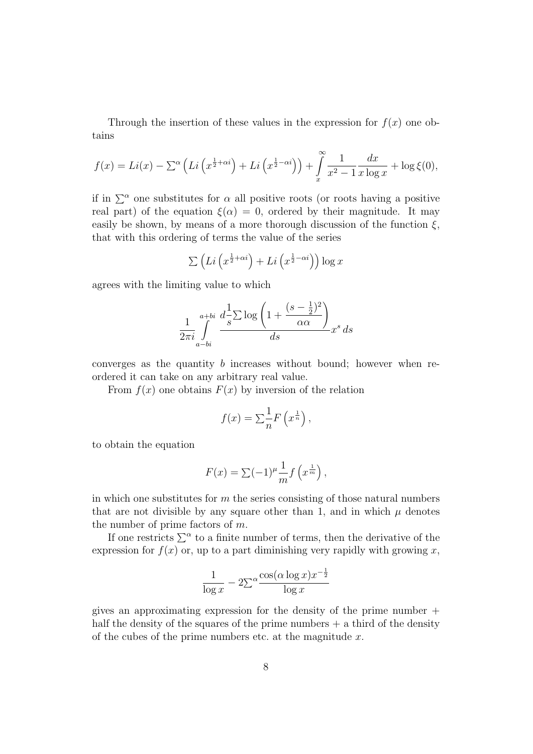Through the insertion of these values in the expression for $f(x)$ one obtains

$$f(x) = Li(x) - \textstyle\sum^{\alpha} \left( Li\left(x^{\frac{1}{2}+\alpha i}\right) + Li\left(x^{\frac{1}{2}-\alpha i}\right) \right) + \displaystyle\int_x^{\infty} \frac{1}{x^2-1} \frac{dx}{x \log x} + \log \xi(0),$$

if in $\sum^{\alpha}$ one substitutes for $\alpha$ all positive roots (or roots having a positive real part) of the equation $\xi(\alpha) = 0$, ordered by their magnitude. It may easily be shown, by means of a more thorough discussion of the function $\xi$, that with this ordering of terms the value of the series

$$\textstyle\sum \left( Li\left(x^{\frac{1}{2}+\alpha i}\right) + Li\left(x^{\frac{1}{2}-\alpha i}\right) \right) \log x$$

agrees with the limiting value to which

$$\frac{1}{2\pi i} \int_{a-bi}^{a+bi} \frac{d\frac{1}{s} \sum \log\left(1 + \frac{(s-\frac{1}{2})^2}{\alpha\alpha}\right)}{ds} x^s \, ds$$

converges as the quantity $b$ increases without bound; however when re-ordered it can take on any arbitrary real value.

From $f(x)$ one obtains $F(x)$ by inversion of the relation

$$f(x) = \textstyle\sum \frac{1}{n} F\left(x^{\frac{1}{n}}\right),$$

to obtain the equation

$$F(x) = \textstyle\sum (-1)^{\mu} \frac{1}{m} f\left(x^{\frac{1}{m}}\right),$$

in which one substitutes for $m$ the series consisting of those natural numbers that are not divisible by any square other than 1, and in which $\mu$ denotes the number of prime factors of $m$.

If one restricts $\sum^{\alpha}$ to a finite number of terms, then the derivative of the expression for $f(x)$ or, up to a part diminishing very rapidly with growing $x$,

$$\frac{1}{\log x} - 2\textstyle\sum^{\alpha} \frac{\cos(\alpha \log x) x^{-\frac{1}{2}}}{\log x}$$

gives an approximating expression for the density of the prime number + half the density of the squares of the prime numbers + a third of the density of the cubes of the prime numbers etc. at the magnitude $x$.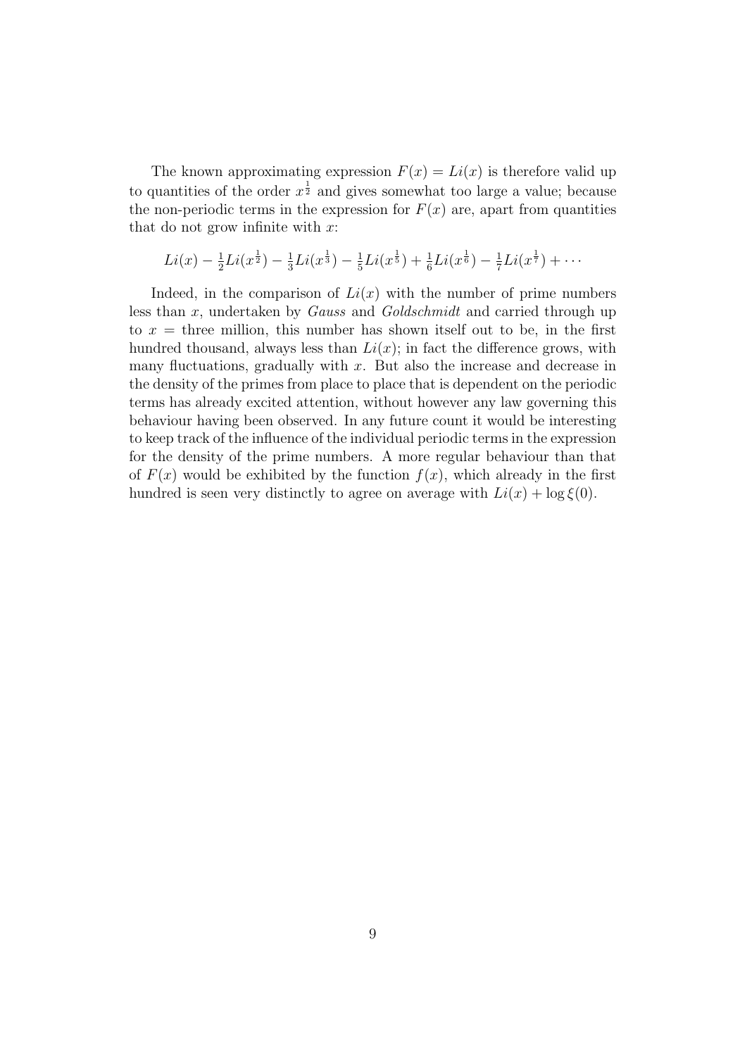The known approximating expression $F(x) = Li(x)$ is therefore valid up to quantities of the order $x^{\frac{1}{2}}$ and gives somewhat too large a value; because the non-periodic terms in the expression for $F(x)$ are, apart from quantities that do not grow infinite with $x$:

$$Li(x) - \tfrac{1}{2}Li(x^{\frac{1}{2}}) - \tfrac{1}{3}Li(x^{\frac{1}{3}}) - \tfrac{1}{5}Li(x^{\frac{1}{5}}) + \tfrac{1}{6}Li(x^{\frac{1}{6}}) - \tfrac{1}{7}Li(x^{\frac{1}{7}}) + \cdots$$

Indeed, in the comparison of $Li(x)$ with the number of prime numbers less than $x$, undertaken by *Gauss* and *Goldschmidt* and carried through up to $x =$ three million, this number has shown itself out to be, in the first hundred thousand, always less than $Li(x)$; in fact the difference grows, with many fluctuations, gradually with $x$. But also the increase and decrease in the density of the primes from place to place that is dependent on the periodic terms has already excited attention, without however any law governing this behaviour having been observed. In any future count it would be interesting to keep track of the influence of the individual periodic terms in the expression for the density of the prime numbers. A more regular behaviour than that of $F(x)$ would be exhibited by the function $f(x)$, which already in the first hundred is seen very distinctly to agree on average with $Li(x) + \log \xi(0)$.